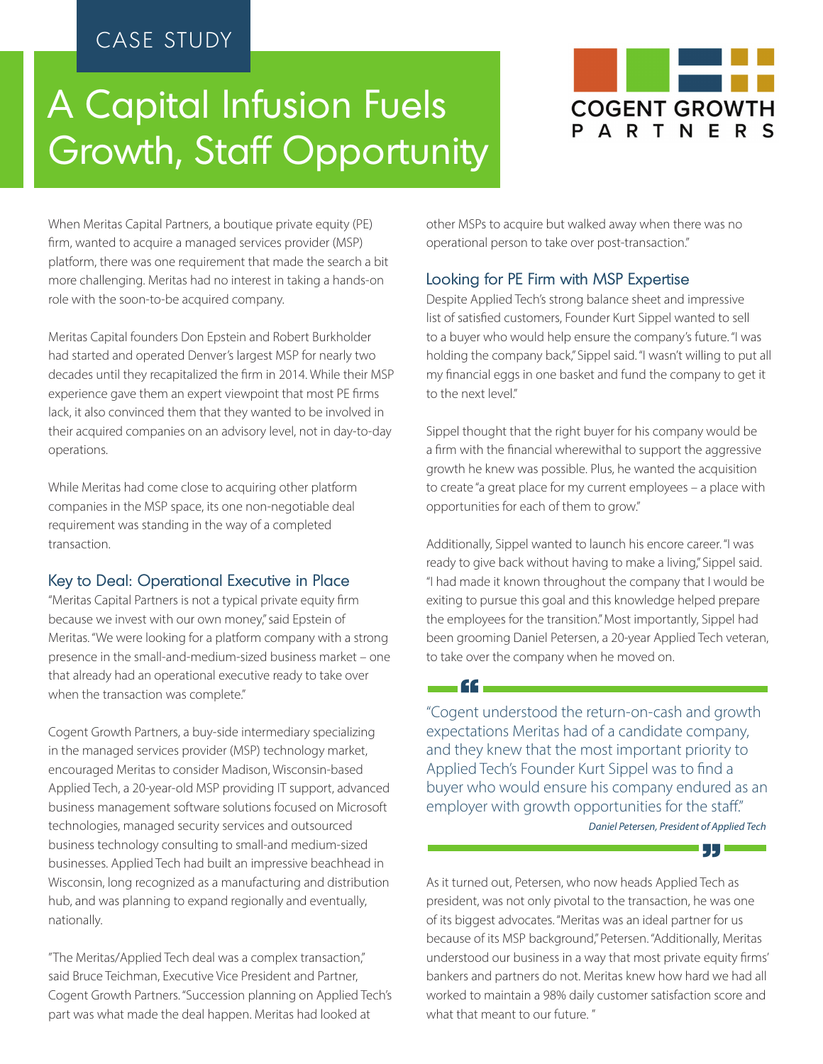CASE STUDY

# A Capital Infusion Fuels Growth, Staff Opportunity

COGENT GROWTH PARTNERS

When Meritas Capital Partners, a boutique private equity (PE) firm, wanted to acquire a managed services provider (MSP) platform, there was one requirement that made the search a bit more challenging. Meritas had no interest in taking a hands-on role with the soon-to-be acquired company.

Meritas Capital founders Don Epstein and Robert Burkholder had started and operated Denver's largest MSP for nearly two decades until they recapitalized the firm in 2014. While their MSP experience gave them an expert viewpoint that most PE firms lack, it also convinced them that they wanted to be involved in their acquired companies on an advisory level, not in day-to-day operations.

While Meritas had come close to acquiring other platform companies in the MSP space, its one non-negotiable deal requirement was standing in the way of a completed transaction.

## Key to Deal: Operational Executive in Place

"Meritas Capital Partners is not a typical private equity firm because we invest with our own money," said Epstein of Meritas. "We were looking for a platform company with a strong presence in the small-and-medium-sized business market – one that already had an operational executive ready to take over when the transaction was complete."

Cogent Growth Partners, a buy-side intermediary specializing in the managed services provider (MSP) technology market, encouraged Meritas to consider Madison, Wisconsin-based Applied Tech, a 20-year-old MSP providing IT support, advanced business management software solutions focused on Microsoft technologies, managed security services and outsourced business technology consulting to small-and medium-sized businesses. Applied Tech had built an impressive beachhead in Wisconsin, long recognized as a manufacturing and distribution hub, and was planning to expand regionally and eventually, nationally.

"The Meritas/Applied Tech deal was a complex transaction," said Bruce Teichman, Executive Vice President and Partner, Cogent Growth Partners. "Succession planning on Applied Tech's part was what made the deal happen. Meritas had looked at other MSPs to acquire but walked away when there was no operational person to take over post-transaction."

## Looking for PE Firm with MSP Expertise

Despite Applied Tech's strong balance sheet and impressive list of satisfied customers, Founder Kurt Sippel wanted to sell to a buyer who would help ensure the company's future. "I was holding the company back," Sippel said. "I wasn't willing to put all my financial eggs in one basket and fund the company to get it to the next level."

Sippel thought that the right buyer for his company would be a firm with the financial wherewithal to support the aggressive growth he knew was possible. Plus, he wanted the acquisition to create "a great place for my current employees – a place with opportunities for each of them to grow."

Additionally, Sippel wanted to launch his encore career. "I was ready to give back without having to make a living," Sippel said. "I had made it known throughout the company that I would be exiting to pursue this goal and this knowledge helped prepare the employees for the transition." Most importantly, Sippel had been grooming Daniel Petersen, a 20-year Applied Tech veteran, to take over the company when he moved on.

> "Cogent understood the return-on-cash and growth expectations Meritas had of a candidate company, and they knew that the most important priority to Applied Tech's Founder Kurt Sippel was to find a buyer who would ensure his company endured as an employer with growth opportunities for the staff."
>
> *Daniel Petersen, President of Applied Tech*

As it turned out, Petersen, who now heads Applied Tech as president, was not only pivotal to the transaction, he was one of its biggest advocates. "Meritas was an ideal partner for us because of its MSP background," Petersen. "Additionally, Meritas understood our business in a way that most private equity firms' bankers and partners do not. Meritas knew how hard we had all worked to maintain a 98% daily customer satisfaction score and what that meant to our future. "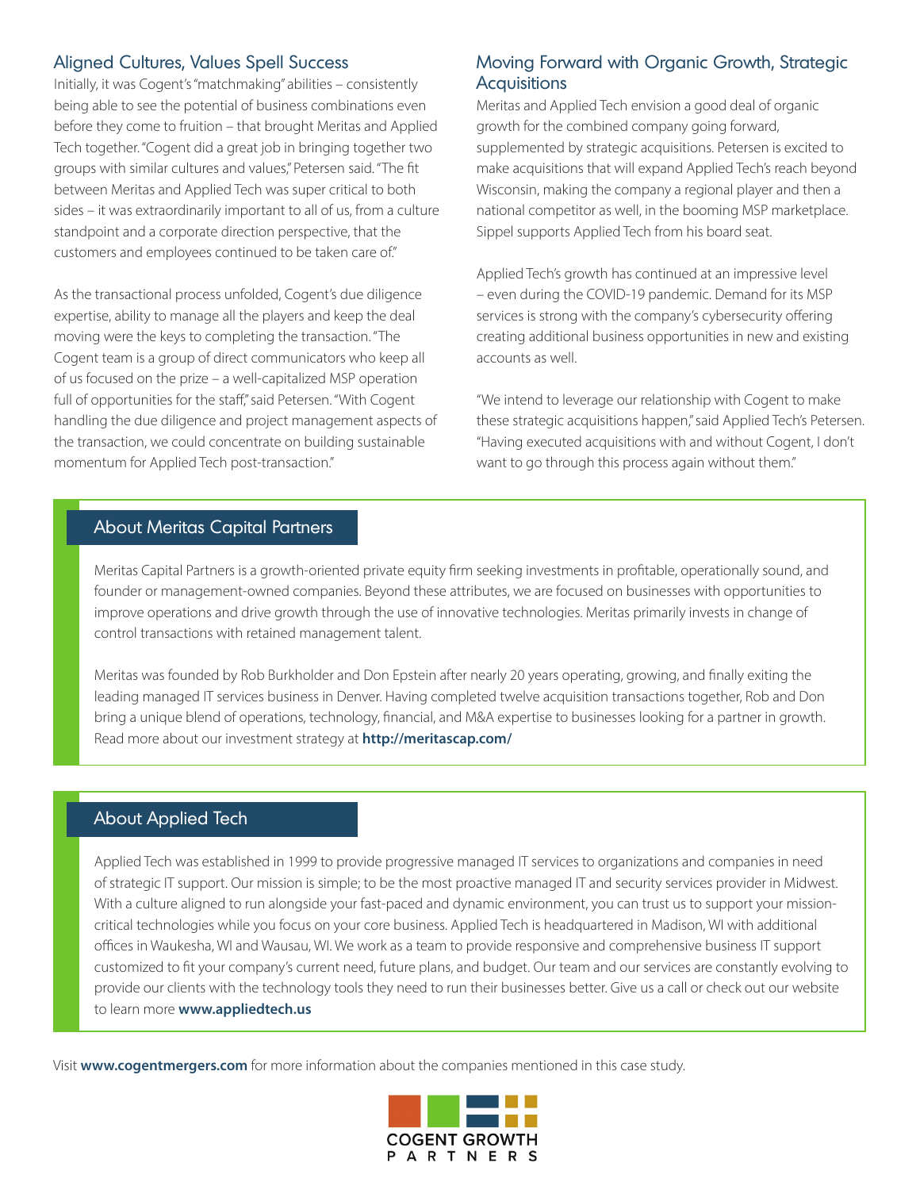## Aligned Cultures, Values Spell Success

Initially, it was Cogent's "matchmaking" abilities – consistently being able to see the potential of business combinations even before they come to fruition – that brought Meritas and Applied Tech together. "Cogent did a great job in bringing together two groups with similar cultures and values," Petersen said. "The fit between Meritas and Applied Tech was super critical to both sides – it was extraordinarily important to all of us, from a culture standpoint and a corporate direction perspective, that the customers and employees continued to be taken care of."

As the transactional process unfolded, Cogent's due diligence expertise, ability to manage all the players and keep the deal moving were the keys to completing the transaction. "The Cogent team is a group of direct communicators who keep all of us focused on the prize – a well-capitalized MSP operation full of opportunities for the staff," said Petersen. "With Cogent handling the due diligence and project management aspects of the transaction, we could concentrate on building sustainable momentum for Applied Tech post-transaction."

## Moving Forward with Organic Growth, Strategic Acquisitions

Meritas and Applied Tech envision a good deal of organic growth for the combined company going forward, supplemented by strategic acquisitions. Petersen is excited to make acquisitions that will expand Applied Tech's reach beyond Wisconsin, making the company a regional player and then a national competitor as well, in the booming MSP marketplace. Sippel supports Applied Tech from his board seat.

Applied Tech's growth has continued at an impressive level – even during the COVID-19 pandemic. Demand for its MSP services is strong with the company's cybersecurity offering creating additional business opportunities in new and existing accounts as well.

"We intend to leverage our relationship with Cogent to make these strategic acquisitions happen," said Applied Tech's Petersen. "Having executed acquisitions with and without Cogent, I don't want to go through this process again without them."

## About Meritas Capital Partners

Meritas Capital Partners is a growth-oriented private equity firm seeking investments in profitable, operationally sound, and founder or management-owned companies. Beyond these attributes, we are focused on businesses with opportunities to improve operations and drive growth through the use of innovative technologies. Meritas primarily invests in change of control transactions with retained management talent.

Meritas was founded by Rob Burkholder and Don Epstein after nearly 20 years operating, growing, and finally exiting the leading managed IT services business in Denver. Having completed twelve acquisition transactions together, Rob and Don bring a unique blend of operations, technology, financial, and M&A expertise to businesses looking for a partner in growth. Read more about our investment strategy at **http://meritascap.com/**

## About Applied Tech

Applied Tech was established in 1999 to provide progressive managed IT services to organizations and companies in need of strategic IT support. Our mission is simple; to be the most proactive managed IT and security services provider in Midwest. With a culture aligned to run alongside your fast-paced and dynamic environment, you can trust us to support your mission-critical technologies while you focus on your core business. Applied Tech is headquartered in Madison, WI with additional offices in Waukesha, WI and Wausau, WI. We work as a team to provide responsive and comprehensive business IT support customized to fit your company's current need, future plans, and budget. Our team and our services are constantly evolving to provide our clients with the technology tools they need to run their businesses better. Give us a call or check out our website to learn more **www.appliedtech.us**

Visit **www.cogentmergers.com** for more information about the companies mentioned in this case study.

COGENT GROWTH PARTNERS